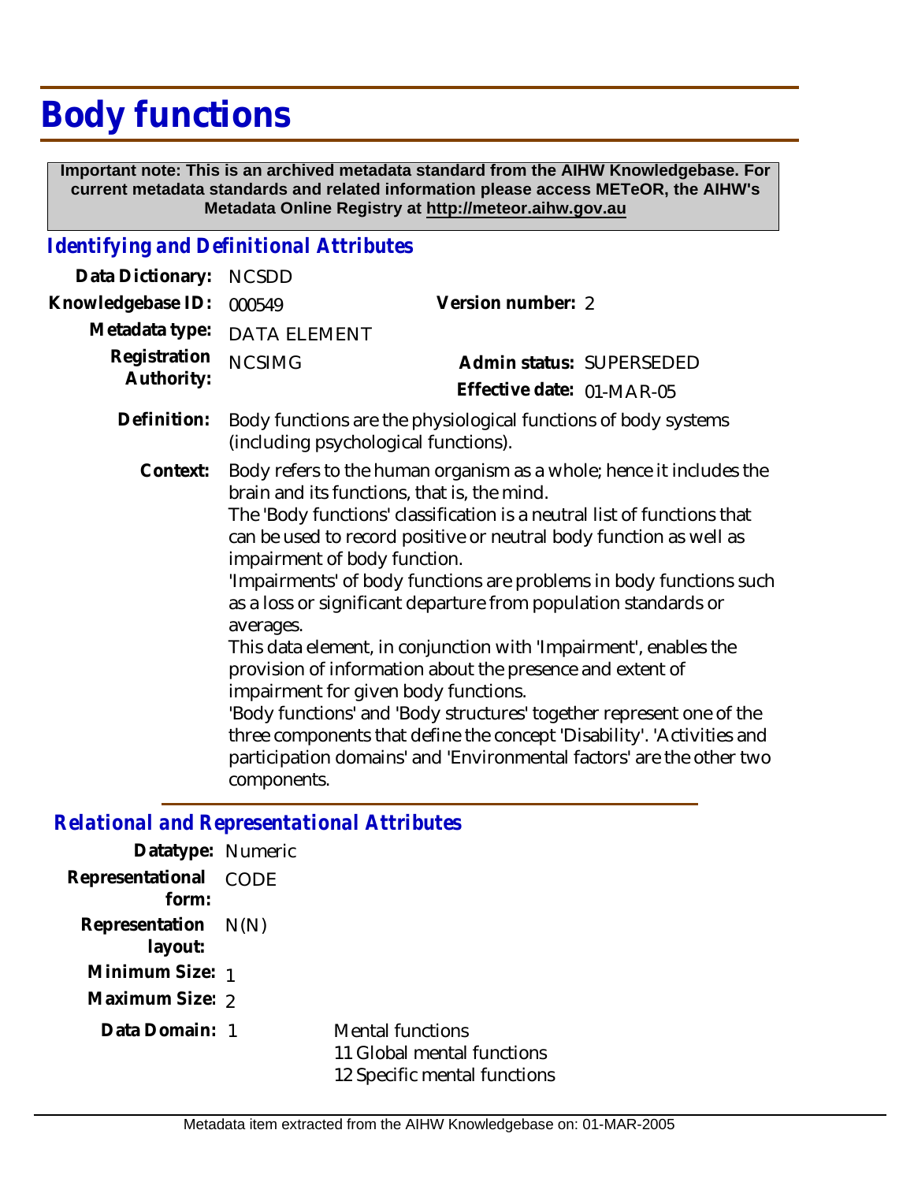# Body functions

**Important note: This is an archived metadata standard from the AIHW Knowledgebase. For current metadata standards and related information please access METeOR, the AIHW's Metadata Online Registry at http://meteor.aihw.gov.au**

## *Identifying and Definitional Attributes*

| | | | |
|---|---|---|---|
| **Data Dictionary:** | NCSDD | | |
| **Knowledgebase ID:** | 000549 | **Version number:** | 2 |
| **Metadata type:** | DATA ELEMENT | | |
| **Registration Authority:** | NCSIMG | **Admin status:** | SUPERSEDED |
| | | **Effective date:** | 01-MAR-05 |

**Definition:** Body functions are the physiological functions of body systems (including psychological functions).

**Context:** Body refers to the human organism as a whole; hence it includes the brain and its functions, that is, the mind.
The 'Body functions' classification is a neutral list of functions that can be used to record positive or neutral body function as well as impairment of body function.
'Impairments' of body functions are problems in body functions such as a loss or significant departure from population standards or averages.
This data element, in conjunction with 'Impairment', enables the provision of information about the presence and extent of impairment for given body functions.
'Body functions' and 'Body structures' together represent one of the three components that define the concept 'Disability'. 'Activities and participation domains' and 'Environmental factors' are the other two components.

## *Relational and Representational Attributes*

**Datatype:** Numeric

**Representational form:** CODE

**Representation layout:** N(N)

**Minimum Size:** 1

**Maximum Size:** 2

**Data Domain:**

1 Mental functions
11 Global mental functions
12 Specific mental functions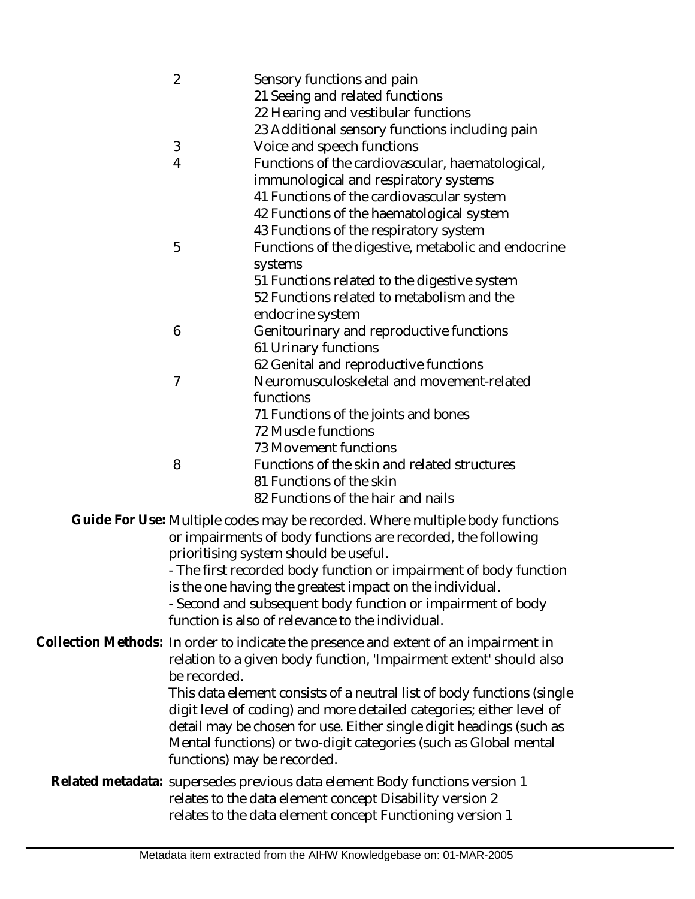| Code | Description |
|---|---|
| 2 | Sensory functions and pain<br>21 Seeing and related functions<br>22 Hearing and vestibular functions<br>23 Additional sensory functions including pain |
| 3 | Voice and speech functions |
| 4 | Functions of the cardiovascular, haematological, immunological and respiratory systems<br>41 Functions of the cardiovascular system<br>42 Functions of the haematological system<br>43 Functions of the respiratory system |
| 5 | Functions of the digestive, metabolic and endocrine systems<br>51 Functions related to the digestive system<br>52 Functions related to metabolism and the endocrine system |
| 6 | Genitourinary and reproductive functions<br>61 Urinary functions<br>62 Genital and reproductive functions |
| 7 | Neuromusculoskeletal and movement-related functions<br>71 Functions of the joints and bones<br>72 Muscle functions<br>73 Movement functions |
| 8 | Functions of the skin and related structures<br>81 Functions of the skin<br>82 Functions of the hair and nails |

**Guide For Use:** Multiple codes may be recorded. Where multiple body functions or impairments of body functions are recorded, the following prioritising system should be useful.

- The first recorded body function or impairment of body function is the one having the greatest impact on the individual.
- Second and subsequent body function or impairment of body function is also of relevance to the individual.

**Collection Methods:** In order to indicate the presence and extent of an impairment in relation to a given body function, 'Impairment extent' should also be recorded.

This data element consists of a neutral list of body functions (single digit level of coding) and more detailed categories; either level of detail may be chosen for use. Either single digit headings (such as Mental functions) or two-digit categories (such as Global mental functions) may be recorded.

**Related metadata:** supersedes previous data element Body functions version 1
relates to the data element concept Disability version 2
relates to the data element concept Functioning version 1

Metadata item extracted from the AIHW Knowledgebase on: 01-MAR-2005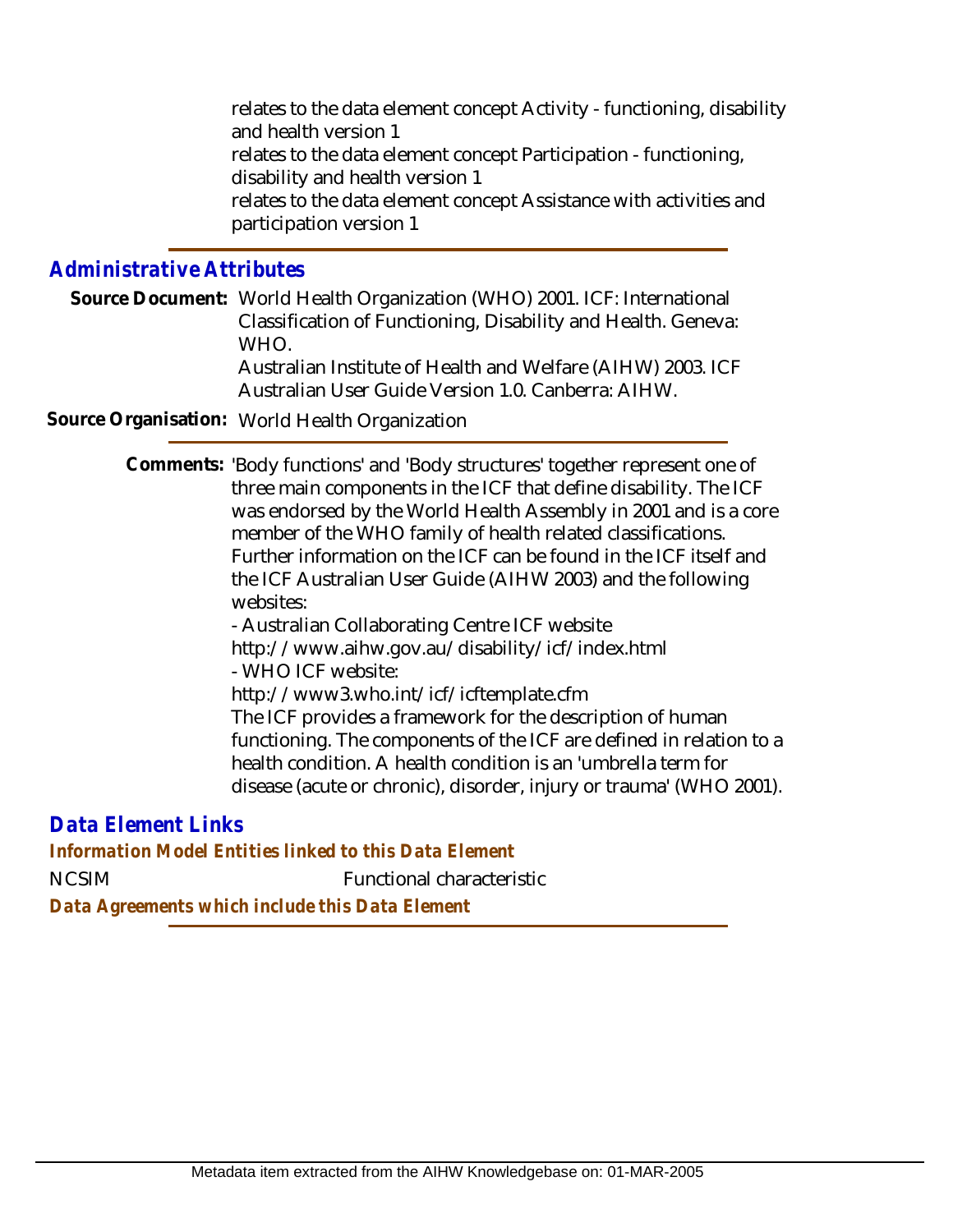relates to the data element concept Activity - functioning, disability and health version 1
relates to the data element concept Participation - functioning, disability and health version 1
relates to the data element concept Assistance with activities and participation version 1

## Administrative Attributes

**Source Document:** World Health Organization (WHO) 2001. ICF: International Classification of Functioning, Disability and Health. Geneva: WHO.
Australian Institute of Health and Welfare (AIHW) 2003. ICF Australian User Guide Version 1.0. Canberra: AIHW.

**Source Organisation:** World Health Organization

**Comments:** 'Body functions' and 'Body structures' together represent one of three main components in the ICF that define disability. The ICF was endorsed by the World Health Assembly in 2001 and is a core member of the WHO family of health related classifications. Further information on the ICF can be found in the ICF itself and the ICF Australian User Guide (AIHW 2003) and the following websites:
- Australian Collaborating Centre ICF website
http://www.aihw.gov.au/disability/icf/index.html
- WHO ICF website:
http://www3.who.int/icf/icftemplate.cfm
The ICF provides a framework for the description of human functioning. The components of the ICF are defined in relation to a health condition. A health condition is an 'umbrella term for disease (acute or chronic), disorder, injury or trauma' (WHO 2001).

## Data Element Links

### Information Model Entities linked to this Data Element

NCSIM Functional characteristic

### Data Agreements which include this Data Element